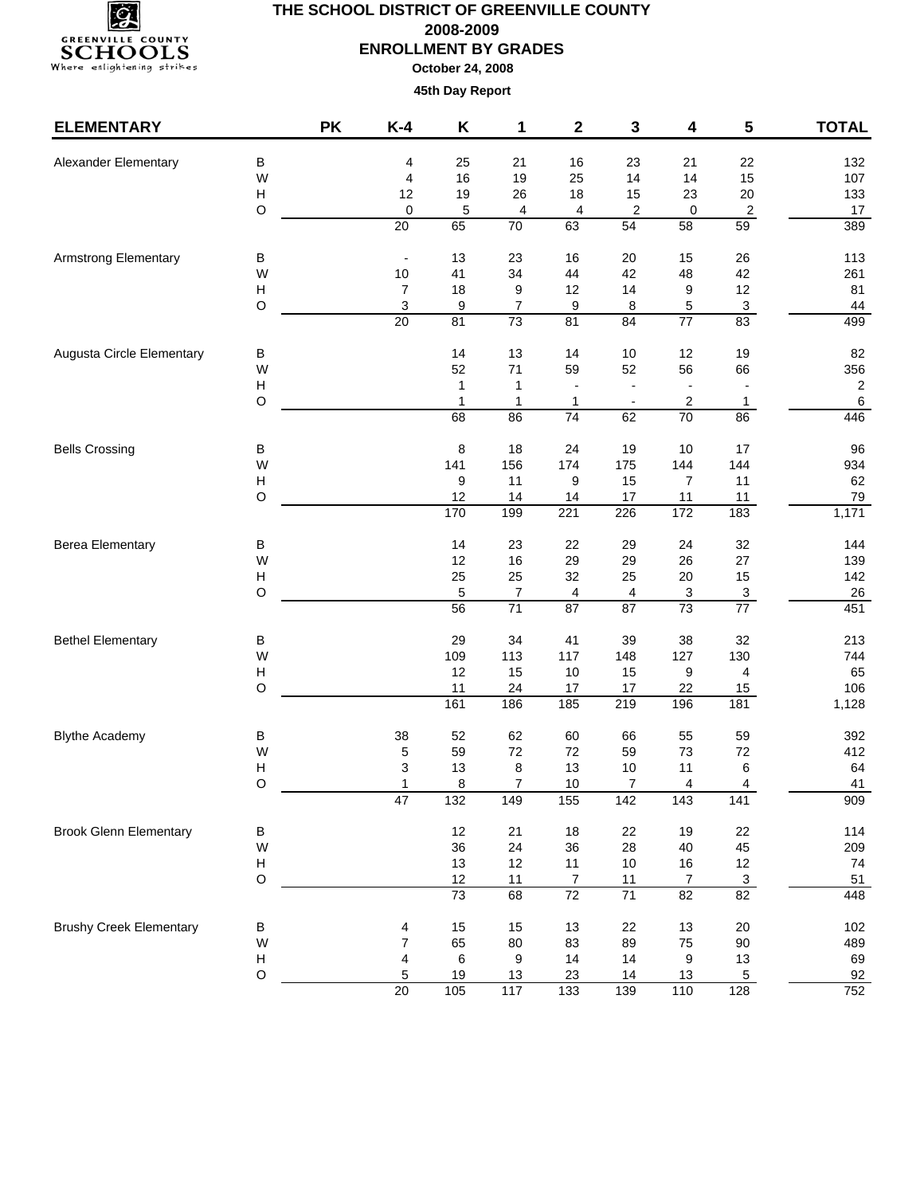# THE SCHOOL DISTRICT OF GREENVILLE COUNTY

## 2008-2009

## ENROLLMENT BY GRADES

**October 24, 2008**

**45th Day Report**

| ELEMENTARY | | PK | K-4 | K | 1 | 2 | 3 | 4 | 5 | TOTAL |
|---|---|---|---|---|---|---|---|---|---|---|
| Alexander Elementary | B | | 4 | 25 | 21 | 16 | 23 | 21 | 22 | 132 |
| | W | | 4 | 16 | 19 | 25 | 14 | 14 | 15 | 107 |
| | H | | 12 | 19 | 26 | 18 | 15 | 23 | 20 | 133 |
| | O | | 0 | 5 | 4 | 4 | 2 | 0 | 2 | 17 |
| | | | 20 | 65 | 70 | 63 | 54 | 58 | 59 | 389 |
| Armstrong Elementary | B | | - | 13 | 23 | 16 | 20 | 15 | 26 | 113 |
| | W | | 10 | 41 | 34 | 44 | 42 | 48 | 42 | 261 |
| | H | | 7 | 18 | 9 | 12 | 14 | 9 | 12 | 81 |
| | O | | 3 | 9 | 7 | 9 | 8 | 5 | 3 | 44 |
| | | | 20 | 81 | 73 | 81 | 84 | 77 | 83 | 499 |
| Augusta Circle Elementary | B | | | 14 | 13 | 14 | 10 | 12 | 19 | 82 |
| | W | | | 52 | 71 | 59 | 52 | 56 | 66 | 356 |
| | H | | | 1 | 1 | - | - | - | - | 2 |
| | O | | | 1 | 1 | 1 | - | 2 | 1 | 6 |
| | | | | 68 | 86 | 74 | 62 | 70 | 86 | 446 |
| Bells Crossing | B | | | 8 | 18 | 24 | 19 | 10 | 17 | 96 |
| | W | | | 141 | 156 | 174 | 175 | 144 | 144 | 934 |
| | H | | | 9 | 11 | 9 | 15 | 7 | 11 | 62 |
| | O | | | 12 | 14 | 14 | 17 | 11 | 11 | 79 |
| | | | | 170 | 199 | 221 | 226 | 172 | 183 | 1,171 |
| Berea Elementary | B | | | 14 | 23 | 22 | 29 | 24 | 32 | 144 |
| | W | | | 12 | 16 | 29 | 29 | 26 | 27 | 139 |
| | H | | | 25 | 25 | 32 | 25 | 20 | 15 | 142 |
| | O | | | 5 | 7 | 4 | 4 | 3 | 3 | 26 |
| | | | | 56 | 71 | 87 | 87 | 73 | 77 | 451 |
| Bethel Elementary | B | | | 29 | 34 | 41 | 39 | 38 | 32 | 213 |
| | W | | | 109 | 113 | 117 | 148 | 127 | 130 | 744 |
| | H | | | 12 | 15 | 10 | 15 | 9 | 4 | 65 |
| | O | | | 11 | 24 | 17 | 17 | 22 | 15 | 106 |
| | | | | 161 | 186 | 185 | 219 | 196 | 181 | 1,128 |
| Blythe Academy | B | | 38 | 52 | 62 | 60 | 66 | 55 | 59 | 392 |
| | W | | 5 | 59 | 72 | 72 | 59 | 73 | 72 | 412 |
| | H | | 3 | 13 | 8 | 13 | 10 | 11 | 6 | 64 |
| | O | | 1 | 8 | 7 | 10 | 7 | 4 | 4 | 41 |
| | | | 47 | 132 | 149 | 155 | 142 | 143 | 141 | 909 |
| Brook Glenn Elementary | B | | | 12 | 21 | 18 | 22 | 19 | 22 | 114 |
| | W | | | 36 | 24 | 36 | 28 | 40 | 45 | 209 |
| | H | | | 13 | 12 | 11 | 10 | 16 | 12 | 74 |
| | O | | | 12 | 11 | 7 | 11 | 7 | 3 | 51 |
| | | | | 73 | 68 | 72 | 71 | 82 | 82 | 448 |
| Brushy Creek Elementary | B | | 4 | 15 | 15 | 13 | 22 | 13 | 20 | 102 |
| | W | | 7 | 65 | 80 | 83 | 89 | 75 | 90 | 489 |
| | H | | 4 | 6 | 9 | 14 | 14 | 9 | 13 | 69 |
| | O | | 5 | 19 | 13 | 23 | 14 | 13 | 5 | 92 |
| | | | 20 | 105 | 117 | 133 | 139 | 110 | 128 | 752 |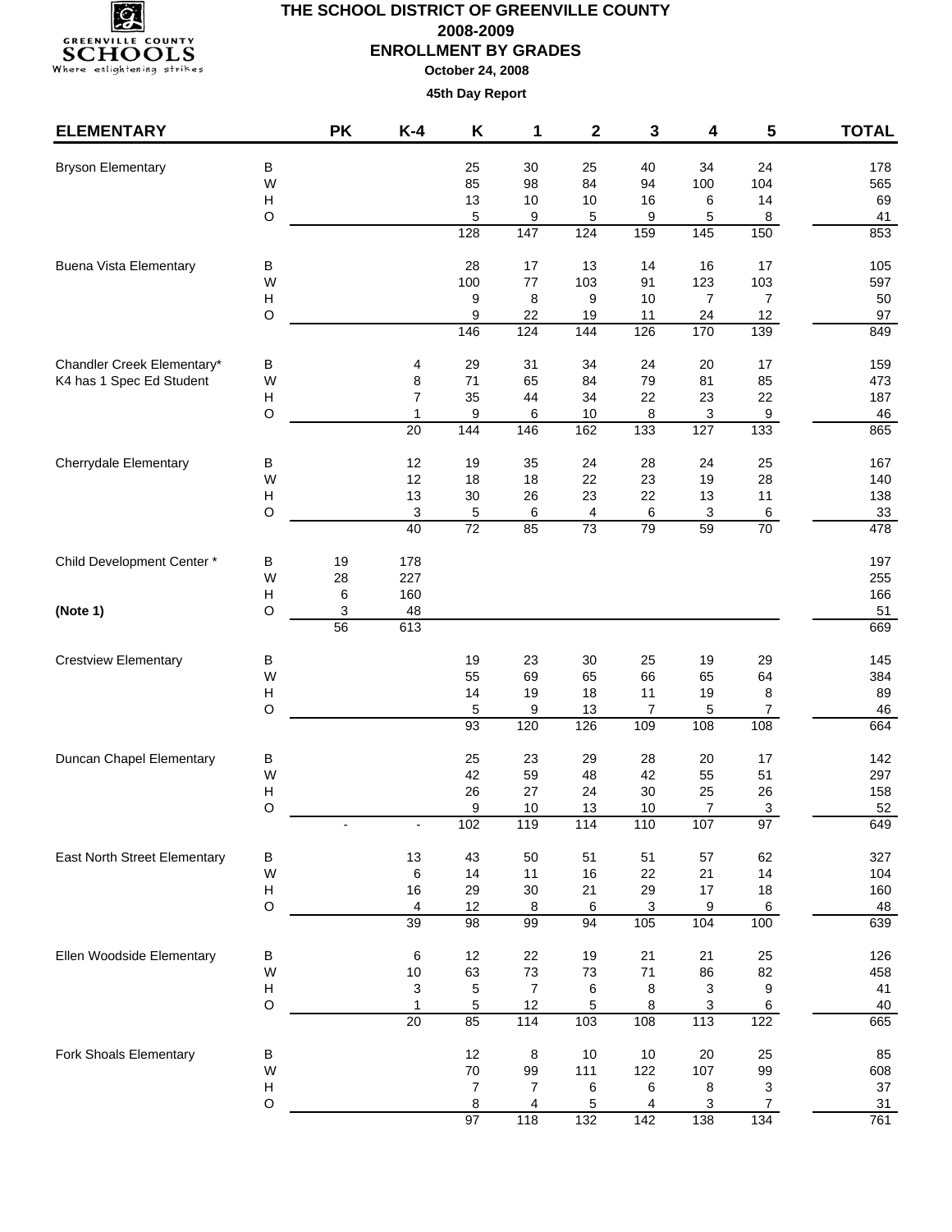# THE SCHOOL DISTRICT OF GREENVILLE COUNTY

**2008-2009**

**ENROLLMENT BY GRADES**

**October 24, 2008**

**45th Day Report**

| ELEMENTARY | | PK | K-4 | K | 1 | 2 | 3 | 4 | 5 | TOTAL |
|---|---|---|---|---|---|---|---|---|---|---|
| Bryson Elementary | B | | | 25 | 30 | 25 | 40 | 34 | 24 | 178 |
| | W | | | 85 | 98 | 84 | 94 | 100 | 104 | 565 |
| | H | | | 13 | 10 | 10 | 16 | 6 | 14 | 69 |
| | O | | | 5 | 9 | 5 | 9 | 5 | 8 | 41 |
| | | | | 128 | 147 | 124 | 159 | 145 | 150 | 853 |
| Buena Vista Elementary | B | | | 28 | 17 | 13 | 14 | 16 | 17 | 105 |
| | W | | | 100 | 77 | 103 | 91 | 123 | 103 | 597 |
| | H | | | 9 | 8 | 9 | 10 | 7 | 7 | 50 |
| | O | | | 9 | 22 | 19 | 11 | 24 | 12 | 97 |
| | | | | 146 | 124 | 144 | 126 | 170 | 139 | 849 |
| Chandler Creek Elementary* | B | | 4 | 29 | 31 | 34 | 24 | 20 | 17 | 159 |
| K4 has 1 Spec Ed Student | W | | 8 | 71 | 65 | 84 | 79 | 81 | 85 | 473 |
| | H | | 7 | 35 | 44 | 34 | 22 | 23 | 22 | 187 |
| | O | | 1 | 9 | 6 | 10 | 8 | 3 | 9 | 46 |
| | | | 20 | 144 | 146 | 162 | 133 | 127 | 133 | 865 |
| Cherrydale Elementary | B | | 12 | 19 | 35 | 24 | 28 | 24 | 25 | 167 |
| | W | | 12 | 18 | 18 | 22 | 23 | 19 | 28 | 140 |
| | H | | 13 | 30 | 26 | 23 | 22 | 13 | 11 | 138 |
| | O | | 3 | 5 | 6 | 4 | 6 | 3 | 6 | 33 |
| | | | 40 | 72 | 85 | 73 | 79 | 59 | 70 | 478 |
| Child Development Center * | B | 19 | 178 | | | | | | | 197 |
| | W | 28 | 227 | | | | | | | 255 |
| | H | 6 | 160 | | | | | | | 166 |
| **(Note 1)** | O | 3 | 48 | | | | | | | 51 |
| | | 56 | 613 | | | | | | | 669 |
| Crestview Elementary | B | | | 19 | 23 | 30 | 25 | 19 | 29 | 145 |
| | W | | | 55 | 69 | 65 | 66 | 65 | 64 | 384 |
| | H | | | 14 | 19 | 18 | 11 | 19 | 8 | 89 |
| | O | | | 5 | 9 | 13 | 7 | 5 | 7 | 46 |
| | | | | 93 | 120 | 126 | 109 | 108 | 108 | 664 |
| Duncan Chapel Elementary | B | | | 25 | 23 | 29 | 28 | 20 | 17 | 142 |
| | W | | | 42 | 59 | 48 | 42 | 55 | 51 | 297 |
| | H | | | 26 | 27 | 24 | 30 | 25 | 26 | 158 |
| | O | | | 9 | 10 | 13 | 10 | 7 | 3 | 52 |
| | | - | - | 102 | 119 | 114 | 110 | 107 | 97 | 649 |
| East North Street Elementary | B | | 13 | 43 | 50 | 51 | 51 | 57 | 62 | 327 |
| | W | | 6 | 14 | 11 | 16 | 22 | 21 | 14 | 104 |
| | H | | 16 | 29 | 30 | 21 | 29 | 17 | 18 | 160 |
| | O | | 4 | 12 | 8 | 6 | 3 | 9 | 6 | 48 |
| | | | 39 | 98 | 99 | 94 | 105 | 104 | 100 | 639 |
| Ellen Woodside Elementary | B | | 6 | 12 | 22 | 19 | 21 | 21 | 25 | 126 |
| | W | | 10 | 63 | 73 | 73 | 71 | 86 | 82 | 458 |
| | H | | 3 | 5 | 7 | 6 | 8 | 3 | 9 | 41 |
| | O | | 1 | 5 | 12 | 5 | 8 | 3 | 6 | 40 |
| | | | 20 | 85 | 114 | 103 | 108 | 113 | 122 | 665 |
| Fork Shoals Elementary | B | | | 12 | 8 | 10 | 10 | 20 | 25 | 85 |
| | W | | | 70 | 99 | 111 | 122 | 107 | 99 | 608 |
| | H | | | 7 | 7 | 6 | 6 | 8 | 3 | 37 |
| | O | | | 8 | 4 | 5 | 4 | 3 | 7 | 31 |
| | | | | 97 | 118 | 132 | 142 | 138 | 134 | 761 |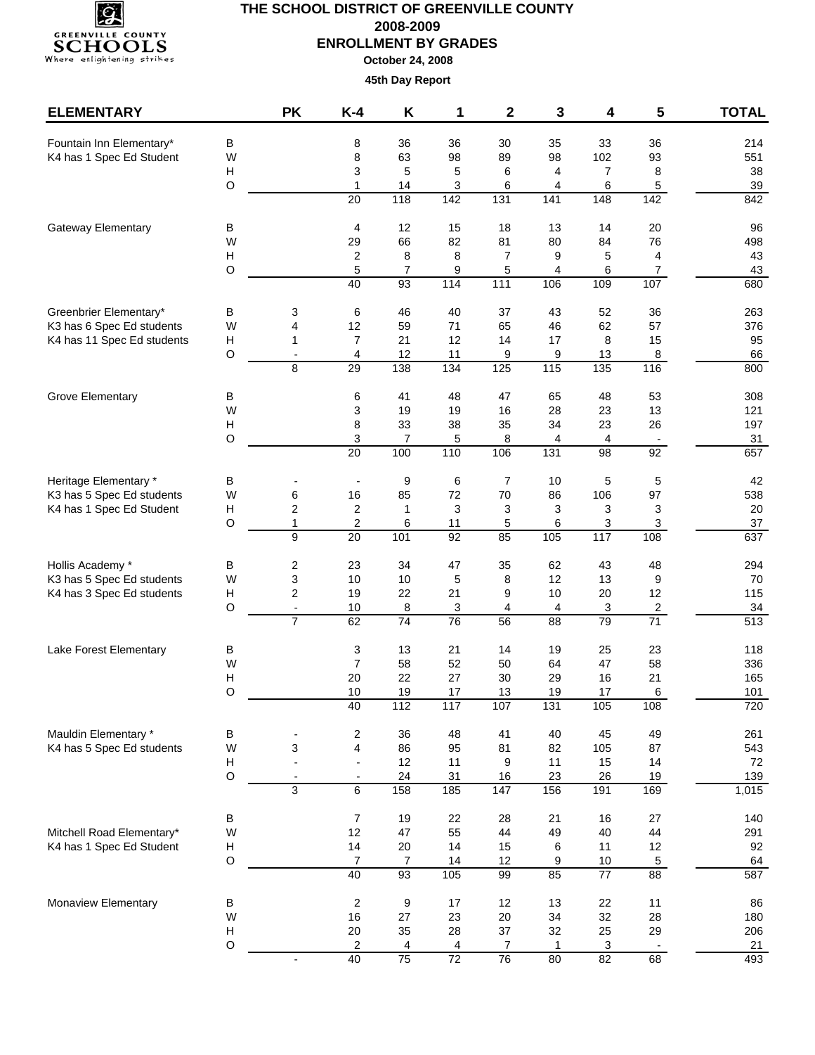# THE SCHOOL DISTRICT OF GREENVILLE COUNTY

## 2008-2009

## ENROLLMENT BY GRADES

**October 24, 2008**

**45th Day Report**

| ELEMENTARY | | PK | K-4 | K | 1 | 2 | 3 | 4 | 5 | TOTAL |
|---|---|---|---|---|---|---|---|---|---|---|
| Fountain Inn Elementary* | B | | 8 | 36 | 36 | 30 | 35 | 33 | 36 | 214 |
| K4 has 1 Spec Ed Student | W | | 8 | 63 | 98 | 89 | 98 | 102 | 93 | 551 |
| | H | | 3 | 5 | 5 | 6 | 4 | 7 | 8 | 38 |
| | O | | 1 | 14 | 3 | 6 | 4 | 6 | 5 | 39 |
| | | | 20 | 118 | 142 | 131 | 141 | 148 | 142 | 842 |
| Gateway Elementary | B | | 4 | 12 | 15 | 18 | 13 | 14 | 20 | 96 |
| | W | | 29 | 66 | 82 | 81 | 80 | 84 | 76 | 498 |
| | H | | 2 | 8 | 8 | 7 | 9 | 5 | 4 | 43 |
| | O | | 5 | 7 | 9 | 5 | 4 | 6 | 7 | 43 |
| | | | 40 | 93 | 114 | 111 | 106 | 109 | 107 | 680 |
| Greenbrier Elementary* | B | 3 | 6 | 46 | 40 | 37 | 43 | 52 | 36 | 263 |
| K3 has 6 Spec Ed students | W | 4 | 12 | 59 | 71 | 65 | 46 | 62 | 57 | 376 |
| K4 has 11 Spec Ed students | H | 1 | 7 | 21 | 12 | 14 | 17 | 8 | 15 | 95 |
| | O | - | 4 | 12 | 11 | 9 | 9 | 13 | 8 | 66 |
| | | 8 | 29 | 138 | 134 | 125 | 115 | 135 | 116 | 800 |
| Grove Elementary | B | | 6 | 41 | 48 | 47 | 65 | 48 | 53 | 308 |
| | W | | 3 | 19 | 19 | 16 | 28 | 23 | 13 | 121 |
| | H | | 8 | 33 | 38 | 35 | 34 | 23 | 26 | 197 |
| | O | | 3 | 7 | 5 | 8 | 4 | 4 | - | 31 |
| | | | 20 | 100 | 110 | 106 | 131 | 98 | 92 | 657 |
| Heritage Elementary * | B | - | - | 9 | 6 | 7 | 10 | 5 | 5 | 42 |
| K3 has 5 Spec Ed students | W | 6 | 16 | 85 | 72 | 70 | 86 | 106 | 97 | 538 |
| K4 has 1 Spec Ed Student | H | 2 | 2 | 1 | 3 | 3 | 3 | 3 | 3 | 20 |
| | O | 1 | 2 | 6 | 11 | 5 | 6 | 3 | 3 | 37 |
| | | 9 | 20 | 101 | 92 | 85 | 105 | 117 | 108 | 637 |
| Hollis Academy * | B | 2 | 23 | 34 | 47 | 35 | 62 | 43 | 48 | 294 |
| K3 has 5 Spec Ed students | W | 3 | 10 | 10 | 5 | 8 | 12 | 13 | 9 | 70 |
| K4 has 3 Spec Ed students | H | 2 | 19 | 22 | 21 | 9 | 10 | 20 | 12 | 115 |
| | O | - | 10 | 8 | 3 | 4 | 4 | 3 | 2 | 34 |
| | | 7 | 62 | 74 | 76 | 56 | 88 | 79 | 71 | 513 |
| Lake Forest Elementary | B | | 3 | 13 | 21 | 14 | 19 | 25 | 23 | 118 |
| | W | | 7 | 58 | 52 | 50 | 64 | 47 | 58 | 336 |
| | H | | 20 | 22 | 27 | 30 | 29 | 16 | 21 | 165 |
| | O | | 10 | 19 | 17 | 13 | 19 | 17 | 6 | 101 |
| | | | 40 | 112 | 117 | 107 | 131 | 105 | 108 | 720 |
| Mauldin Elementary * | B | - | 2 | 36 | 48 | 41 | 40 | 45 | 49 | 261 |
| K4 has 5 Spec Ed students | W | 3 | 4 | 86 | 95 | 81 | 82 | 105 | 87 | 543 |
| | H | - | - | 12 | 11 | 9 | 11 | 15 | 14 | 72 |
| | O | - | - | 24 | 31 | 16 | 23 | 26 | 19 | 139 |
| | | 3 | 6 | 158 | 185 | 147 | 156 | 191 | 169 | 1,015 |
| | B | | 7 | 19 | 22 | 28 | 21 | 16 | 27 | 140 |
| Mitchell Road Elementary* | W | | 12 | 47 | 55 | 44 | 49 | 40 | 44 | 291 |
| K4 has 1 Spec Ed Student | H | | 14 | 20 | 14 | 15 | 6 | 11 | 12 | 92 |
| | O | | 7 | 7 | 14 | 12 | 9 | 10 | 5 | 64 |
| | | | 40 | 93 | 105 | 99 | 85 | 77 | 88 | 587 |
| Monaview Elementary | B | | 2 | 9 | 17 | 12 | 13 | 22 | 11 | 86 |
| | W | | 16 | 27 | 23 | 20 | 34 | 32 | 28 | 180 |
| | H | | 20 | 35 | 28 | 37 | 32 | 25 | 29 | 206 |
| | O | | 2 | 4 | 4 | 7 | 1 | 3 | - | 21 |
| | | - | 40 | 75 | 72 | 76 | 80 | 82 | 68 | 493 |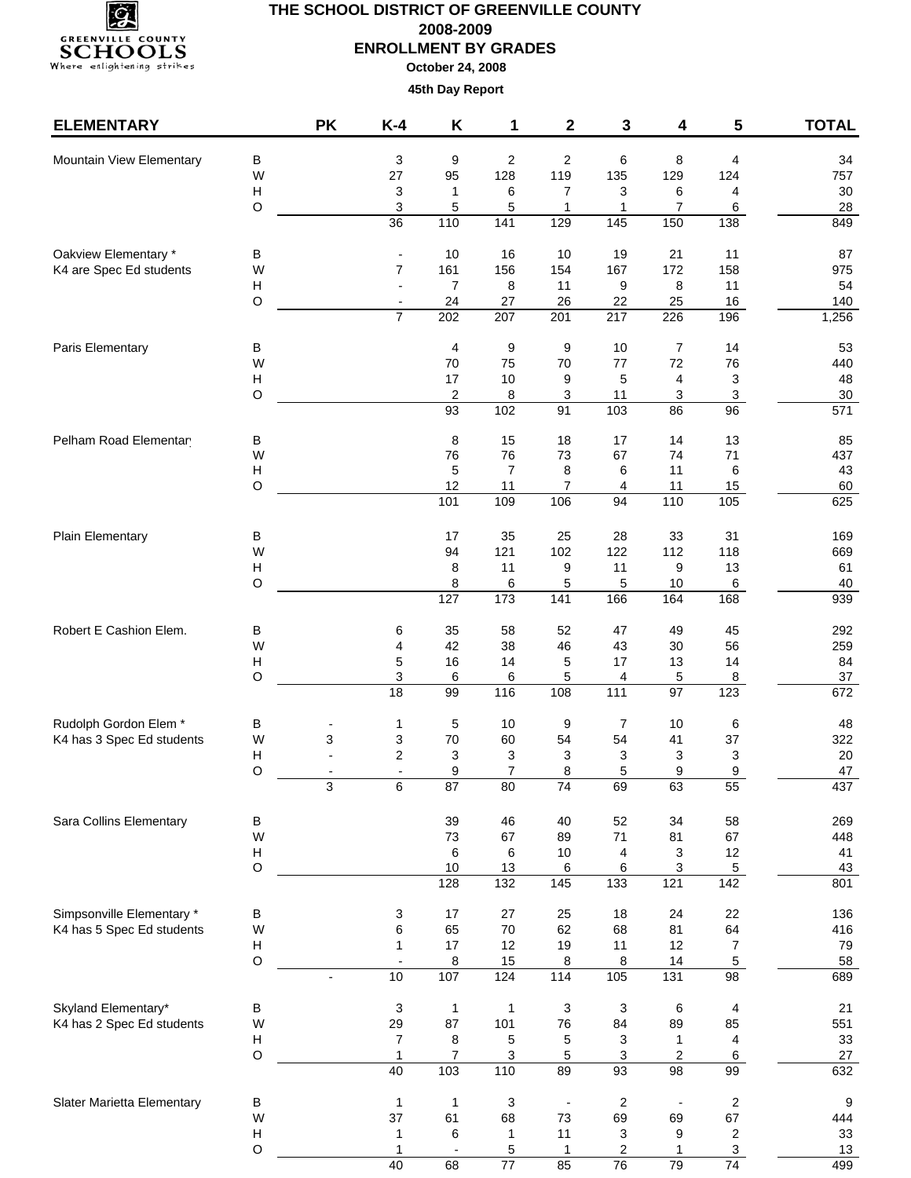# THE SCHOOL DISTRICT OF GREENVILLE COUNTY

## 2008-2009

## ENROLLMENT BY GRADES

**October 24, 2008**

**45th Day Report**

| ELEMENTARY | | PK | K-4 | K | 1 | 2 | 3 | 4 | 5 | TOTAL |
|---|---|---|---|---|---|---|---|---|---|---|
| Mountain View Elementary | B | | 3 | 9 | 2 | 2 | 6 | 8 | 4 | 34 |
| | W | | 27 | 95 | 128 | 119 | 135 | 129 | 124 | 757 |
| | H | | 3 | 1 | 6 | 7 | 3 | 6 | 4 | 30 |
| | O | | 3 | 5 | 5 | 1 | 1 | 7 | 6 | 28 |
| | | | 36 | 110 | 141 | 129 | 145 | 150 | 138 | 849 |
| Oakview Elementary * | B | | - | 10 | 16 | 10 | 19 | 21 | 11 | 87 |
| K4 are Spec Ed students | W | | 7 | 161 | 156 | 154 | 167 | 172 | 158 | 975 |
| | H | | - | 7 | 8 | 11 | 9 | 8 | 11 | 54 |
| | O | | - | 24 | 27 | 26 | 22 | 25 | 16 | 140 |
| | | | 7 | 202 | 207 | 201 | 217 | 226 | 196 | 1,256 |
| Paris Elementary | B | | | 4 | 9 | 9 | 10 | 7 | 14 | 53 |
| | W | | | 70 | 75 | 70 | 77 | 72 | 76 | 440 |
| | H | | | 17 | 10 | 9 | 5 | 4 | 3 | 48 |
| | O | | | 2 | 8 | 3 | 11 | 3 | 3 | 30 |
| | | | | 93 | 102 | 91 | 103 | 86 | 96 | 571 |
| Pelham Road Elementary | B | | | 8 | 15 | 18 | 17 | 14 | 13 | 85 |
| | W | | | 76 | 76 | 73 | 67 | 74 | 71 | 437 |
| | H | | | 5 | 7 | 8 | 6 | 11 | 6 | 43 |
| | O | | | 12 | 11 | 7 | 4 | 11 | 15 | 60 |
| | | | | 101 | 109 | 106 | 94 | 110 | 105 | 625 |
| Plain Elementary | B | | | 17 | 35 | 25 | 28 | 33 | 31 | 169 |
| | W | | | 94 | 121 | 102 | 122 | 112 | 118 | 669 |
| | H | | | 8 | 11 | 9 | 11 | 9 | 13 | 61 |
| | O | | | 8 | 6 | 5 | 5 | 10 | 6 | 40 |
| | | | | 127 | 173 | 141 | 166 | 164 | 168 | 939 |
| Robert E Cashion Elem. | B | | 6 | 35 | 58 | 52 | 47 | 49 | 45 | 292 |
| | W | | 4 | 42 | 38 | 46 | 43 | 30 | 56 | 259 |
| | H | | 5 | 16 | 14 | 5 | 17 | 13 | 14 | 84 |
| | O | | 3 | 6 | 6 | 5 | 4 | 5 | 8 | 37 |
| | | | 18 | 99 | 116 | 108 | 111 | 97 | 123 | 672 |
| Rudolph Gordon Elem * | B | - | 1 | 5 | 10 | 9 | 7 | 10 | 6 | 48 |
| K4 has 3 Spec Ed students | W | 3 | 3 | 70 | 60 | 54 | 54 | 41 | 37 | 322 |
| | H | - | 2 | 3 | 3 | 3 | 3 | 3 | 3 | 20 |
| | O | - | - | 9 | 7 | 8 | 5 | 9 | 9 | 47 |
| | | 3 | 6 | 87 | 80 | 74 | 69 | 63 | 55 | 437 |
| Sara Collins Elementary | B | | | 39 | 46 | 40 | 52 | 34 | 58 | 269 |
| | W | | | 73 | 67 | 89 | 71 | 81 | 67 | 448 |
| | H | | | 6 | 6 | 10 | 4 | 3 | 12 | 41 |
| | O | | | 10 | 13 | 6 | 6 | 3 | 5 | 43 |
| | | | | 128 | 132 | 145 | 133 | 121 | 142 | 801 |
| Simpsonville Elementary * | B | | 3 | 17 | 27 | 25 | 18 | 24 | 22 | 136 |
| K4 has 5 Spec Ed students | W | | 6 | 65 | 70 | 62 | 68 | 81 | 64 | 416 |
| | H | | 1 | 17 | 12 | 19 | 11 | 12 | 7 | 79 |
| | O | | - | 8 | 15 | 8 | 8 | 14 | 5 | 58 |
| | | - | 10 | 107 | 124 | 114 | 105 | 131 | 98 | 689 |
| Skyland Elementary* | B | | 3 | 1 | 1 | 3 | 3 | 6 | 4 | 21 |
| K4 has 2 Spec Ed students | W | | 29 | 87 | 101 | 76 | 84 | 89 | 85 | 551 |
| | H | | 7 | 8 | 5 | 5 | 3 | 1 | 4 | 33 |
| | O | | 1 | 7 | 3 | 5 | 3 | 2 | 6 | 27 |
| | | | 40 | 103 | 110 | 89 | 93 | 98 | 99 | 632 |
| Slater Marietta Elementary | B | | 1 | 1 | 3 | - | 2 | - | 2 | 9 |
| | W | | 37 | 61 | 68 | 73 | 69 | 69 | 67 | 444 |
| | H | | 1 | 6 | 1 | 11 | 3 | 9 | 2 | 33 |
| | O | | 1 | - | 5 | 1 | 2 | 1 | 3 | 13 |
| | | | 40 | 68 | 77 | 85 | 76 | 79 | 74 | 499 |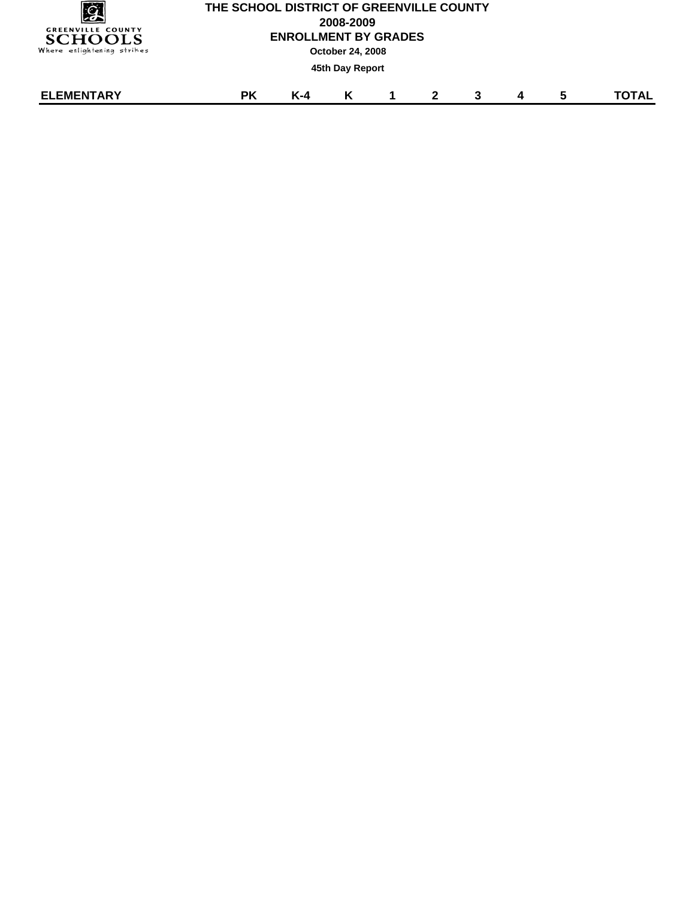# THE SCHOOL DISTRICT OF GREENVILLE COUNTY

## 2008-2009

## ENROLLMENT BY GRADES

**October 24, 2008**

**45th Day Report**

| ELEMENTARY | PK | K-4 | K | 1 | 2 | 3 | 4 | 5 | TOTAL |
|---|---|---|---|---|---|---|---|---|---|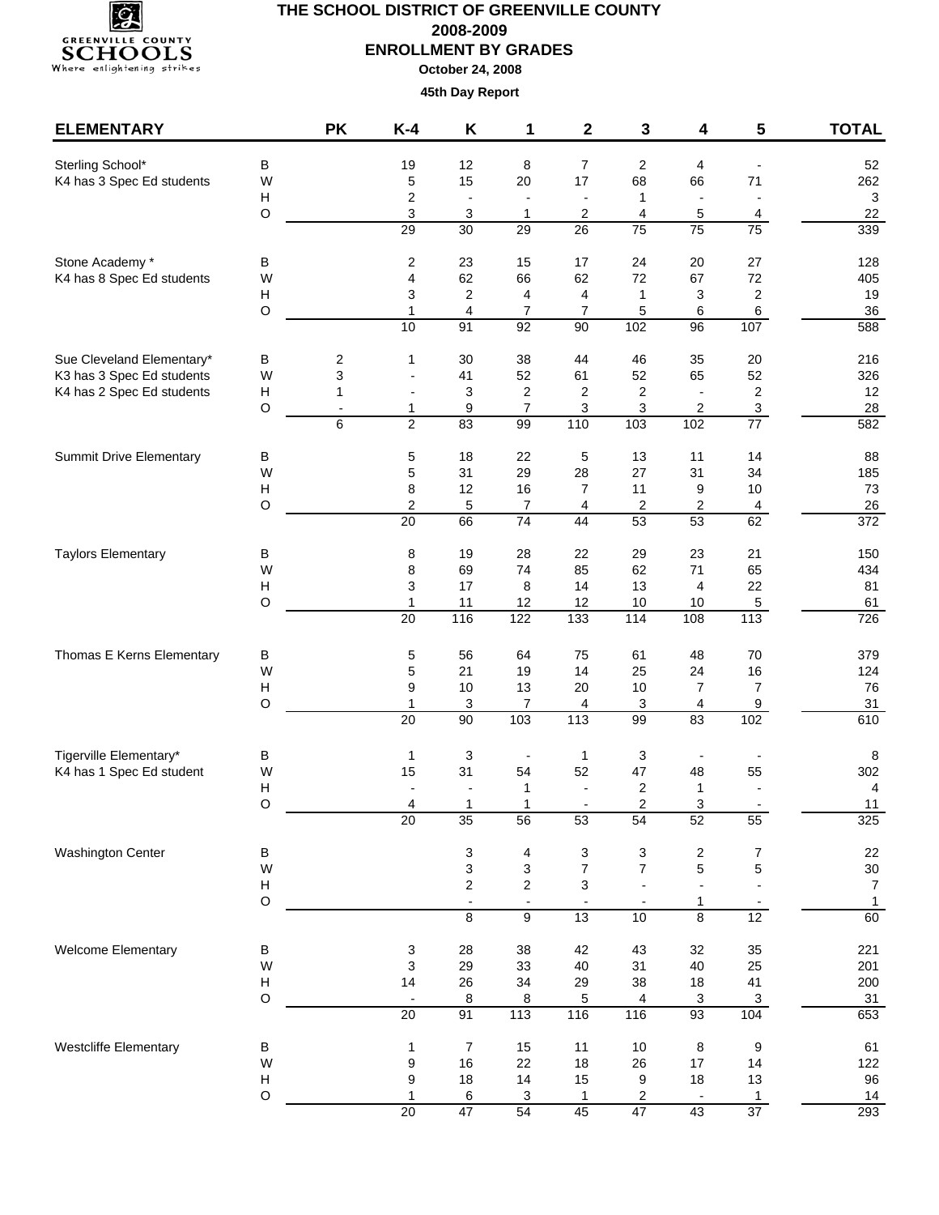# THE SCHOOL DISTRICT OF GREENVILLE COUNTY

## 2008-2009

## ENROLLMENT BY GRADES

**October 24, 2008**

**45th Day Report**

| ELEMENTARY | | PK | K-4 | K | 1 | 2 | 3 | 4 | 5 | TOTAL |
|---|---|---|---|---|---|---|---|---|---|---|
| Sterling School* | B | | 19 | 12 | 8 | 7 | 2 | 4 | - | 52 |
| K4 has 3 Spec Ed students | W | | 5 | 15 | 20 | 17 | 68 | 66 | 71 | 262 |
| | H | | 2 | - | - | - | 1 | - | - | 3 |
| | O | | 3 | 3 | 1 | 2 | 4 | 5 | 4 | 22 |
| | | | 29 | 30 | 29 | 26 | 75 | 75 | 75 | 339 |
| Stone Academy * | B | | 2 | 23 | 15 | 17 | 24 | 20 | 27 | 128 |
| K4 has 8 Spec Ed students | W | | 4 | 62 | 66 | 62 | 72 | 67 | 72 | 405 |
| | H | | 3 | 2 | 4 | 4 | 1 | 3 | 2 | 19 |
| | O | | 1 | 4 | 7 | 7 | 5 | 6 | 6 | 36 |
| | | | 10 | 91 | 92 | 90 | 102 | 96 | 107 | 588 |
| Sue Cleveland Elementary* | B | 2 | 1 | 30 | 38 | 44 | 46 | 35 | 20 | 216 |
| K3 has 3 Spec Ed students | W | 3 | - | 41 | 52 | 61 | 52 | 65 | 52 | 326 |
| K4 has 2 Spec Ed students | H | 1 | - | 3 | 2 | 2 | 2 | - | 2 | 12 |
| | O | - | 1 | 9 | 7 | 3 | 3 | 2 | 3 | 28 |
| | | 6 | 2 | 83 | 99 | 110 | 103 | 102 | 77 | 582 |
| Summit Drive Elementary | B | | 5 | 18 | 22 | 5 | 13 | 11 | 14 | 88 |
| | W | | 5 | 31 | 29 | 28 | 27 | 31 | 34 | 185 |
| | H | | 8 | 12 | 16 | 7 | 11 | 9 | 10 | 73 |
| | O | | 2 | 5 | 7 | 4 | 2 | 2 | 4 | 26 |
| | | | 20 | 66 | 74 | 44 | 53 | 53 | 62 | 372 |
| Taylors Elementary | B | | 8 | 19 | 28 | 22 | 29 | 23 | 21 | 150 |
| | W | | 8 | 69 | 74 | 85 | 62 | 71 | 65 | 434 |
| | H | | 3 | 17 | 8 | 14 | 13 | 4 | 22 | 81 |
| | O | | 1 | 11 | 12 | 12 | 10 | 10 | 5 | 61 |
| | | | 20 | 116 | 122 | 133 | 114 | 108 | 113 | 726 |
| Thomas E Kerns Elementary | B | | 5 | 56 | 64 | 75 | 61 | 48 | 70 | 379 |
| | W | | 5 | 21 | 19 | 14 | 25 | 24 | 16 | 124 |
| | H | | 9 | 10 | 13 | 20 | 10 | 7 | 7 | 76 |
| | O | | 1 | 3 | 7 | 4 | 3 | 4 | 9 | 31 |
| | | | 20 | 90 | 103 | 113 | 99 | 83 | 102 | 610 |
| Tigerville Elementary* | B | | 1 | 3 | - | 1 | 3 | - | - | 8 |
| K4 has 1 Spec Ed student | W | | 15 | 31 | 54 | 52 | 47 | 48 | 55 | 302 |
| | H | | - | - | 1 | - | 2 | 1 | - | 4 |
| | O | | 4 | 1 | 1 | - | 2 | 3 | - | 11 |
| | | | 20 | 35 | 56 | 53 | 54 | 52 | 55 | 325 |
| Washington Center | B | | | 3 | 4 | 3 | 3 | 2 | 7 | 22 |
| | W | | | 3 | 3 | 7 | 7 | 5 | 5 | 30 |
| | H | | | 2 | 2 | 3 | - | - | - | 7 |
| | O | | | - | - | - | - | 1 | - | 1 |
| | | | | 8 | 9 | 13 | 10 | 8 | 12 | 60 |
| Welcome Elementary | B | | 3 | 28 | 38 | 42 | 43 | 32 | 35 | 221 |
| | W | | 3 | 29 | 33 | 40 | 31 | 40 | 25 | 201 |
| | H | | 14 | 26 | 34 | 29 | 38 | 18 | 41 | 200 |
| | O | | - | 8 | 8 | 5 | 4 | 3 | 3 | 31 |
| | | | 20 | 91 | 113 | 116 | 116 | 93 | 104 | 653 |
| Westcliffe Elementary | B | | 1 | 7 | 15 | 11 | 10 | 8 | 9 | 61 |
| | W | | 9 | 16 | 22 | 18 | 26 | 17 | 14 | 122 |
| | H | | 9 | 18 | 14 | 15 | 9 | 18 | 13 | 96 |
| | O | | 1 | 6 | 3 | 1 | 2 | - | 1 | 14 |
| | | | 20 | 47 | 54 | 45 | 47 | 43 | 37 | 293 |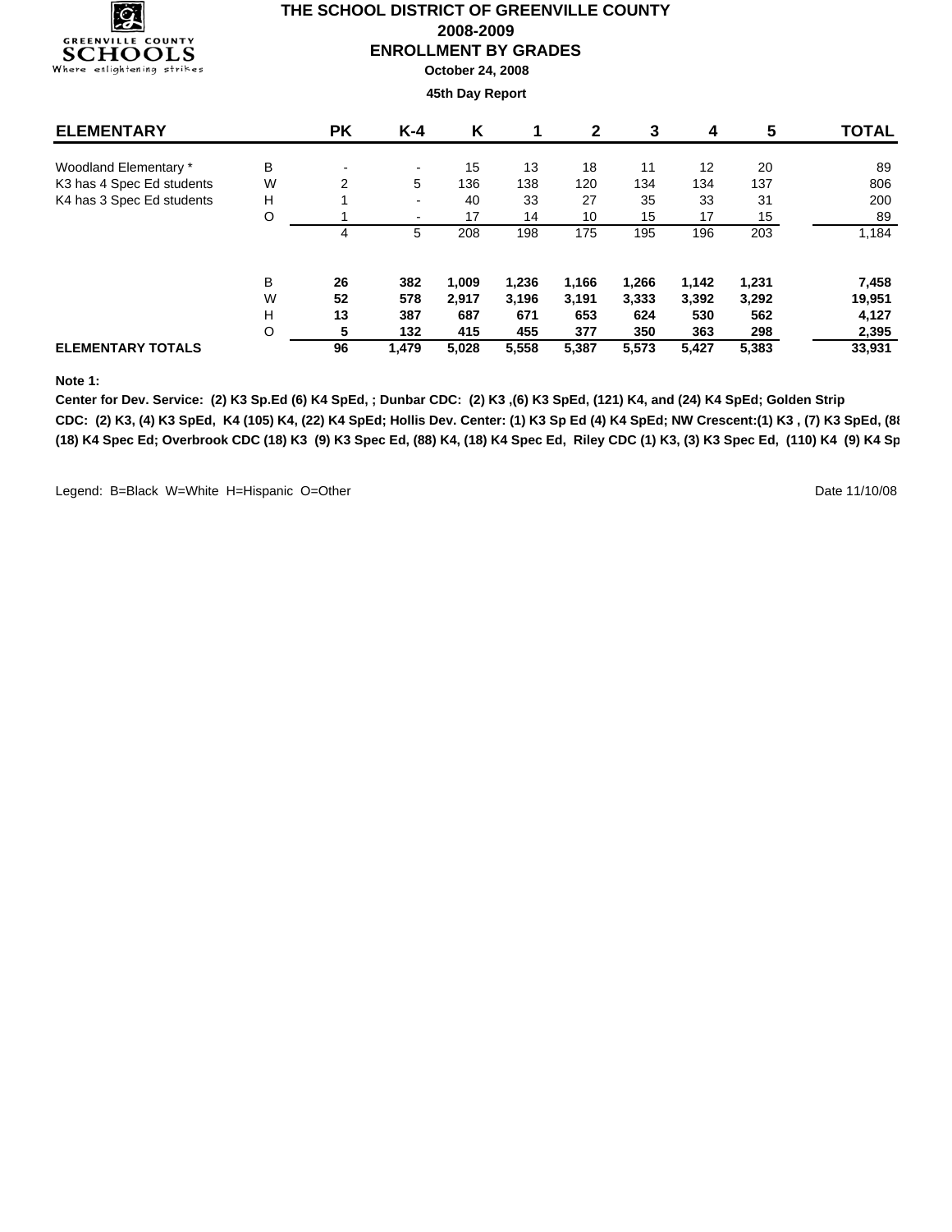# THE SCHOOL DISTRICT OF GREENVILLE COUNTY

## 2008-2009

## ENROLLMENT BY GRADES

**October 24, 2008**

**45th Day Report**

| ELEMENTARY | | PK | K-4 | K | 1 | 2 | 3 | 4 | 5 | TOTAL |
|---|---|---|---|---|---|---|---|---|---|---|
| Woodland Elementary * | B | - | - | 15 | 13 | 18 | 11 | 12 | 20 | 89 |
| K3 has 4 Spec Ed students | W | 2 | 5 | 136 | 138 | 120 | 134 | 134 | 137 | 806 |
| K4 has 3 Spec Ed students | H | 1 | - | 40 | 33 | 27 | 35 | 33 | 31 | 200 |
| | O | 1 | - | 17 | 14 | 10 | 15 | 17 | 15 | 89 |
| | | 4 | 5 | 208 | 198 | 175 | 195 | 196 | 203 | 1,184 |
| | B | **26** | **382** | **1,009** | **1,236** | **1,166** | **1,266** | **1,142** | **1,231** | **7,458** |
| | W | **52** | **578** | **2,917** | **3,196** | **3,191** | **3,333** | **3,392** | **3,292** | **19,951** |
| | H | **13** | **387** | **687** | **671** | **653** | **624** | **530** | **562** | **4,127** |
| | O | **5** | **132** | **415** | **455** | **377** | **350** | **363** | **298** | **2,395** |
| **ELEMENTARY TOTALS** | | **96** | **1,479** | **5,028** | **5,558** | **5,387** | **5,573** | **5,427** | **5,383** | **33,931** |

**Note 1:**

**Center for Dev. Service: (2) K3 Sp.Ed (6) K4 SpEd, ; Dunbar CDC: (2) K3 ,(6) K3 SpEd, (121) K4, and (24) K4 SpEd; Golden Strip CDC: (2) K3, (4) K3 SpEd, K4 (105) K4, (22) K4 SpEd; Hollis Dev. Center: (1) K3 Sp Ed (4) K4 SpEd; NW Crescent:(1) K3 , (7) K3 SpEd, (8 (18) K4 Spec Ed; Overbrook CDC (18) K3 (9) K3 Spec Ed, (88) K4, (18) K4 Spec Ed, Riley CDC (1) K3, (3) K3 Spec Ed, (110) K4 (9) K4 Sp**

Legend: B=Black W=White H=Hispanic O=Other

Date 11/10/08